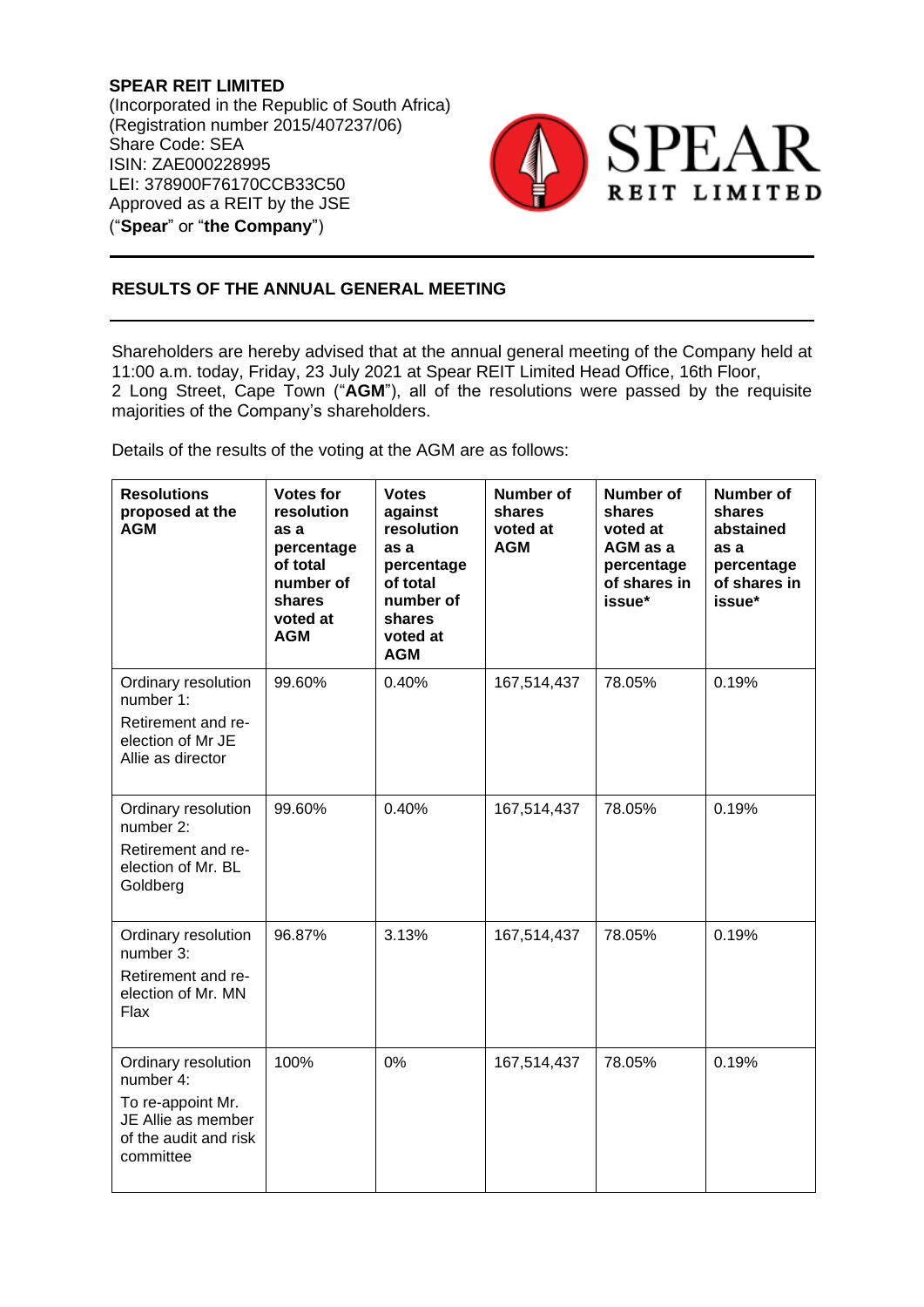**SPEAR REIT LIMITED**
(Incorporated in the Republic of South Africa)
(Registration number 2015/407237/06)
Share Code: SEA
ISIN: ZAE000228995
LEI: 378900F76170CCB33C50
Approved as a REIT by the JSE
("**Spear**" or "**the Company**")

SPEAR REIT LIMITED

## RESULTS OF THE ANNUAL GENERAL MEETING

Shareholders are hereby advised that at the annual general meeting of the Company held at 11:00 a.m. today, Friday, 23 July 2021 at Spear REIT Limited Head Office, 16th Floor, 2 Long Street, Cape Town ("**AGM**"), all of the resolutions were passed by the requisite majorities of the Company's shareholders.

Details of the results of the voting at the AGM are as follows:

| Resolutions proposed at the AGM | Votes for resolution as a percentage of total number of shares voted at AGM | Votes against resolution as a percentage of total number of shares voted at AGM | Number of shares voted at AGM | Number of shares voted at AGM as a percentage of shares in issue* | Number of shares abstained as a percentage of shares in issue* |
|---|---|---|---|---|---|
| Ordinary resolution number 1: Retirement and re-election of Mr JE Allie as director | 99.60% | 0.40% | 167,514,437 | 78.05% | 0.19% |
| Ordinary resolution number 2: Retirement and re-election of Mr. BL Goldberg | 99.60% | 0.40% | 167,514,437 | 78.05% | 0.19% |
| Ordinary resolution number 3: Retirement and re-election of Mr. MN Flax | 96.87% | 3.13% | 167,514,437 | 78.05% | 0.19% |
| Ordinary resolution number 4: To re-appoint Mr. JE Allie as member of the audit and risk committee | 100% | 0% | 167,514,437 | 78.05% | 0.19% |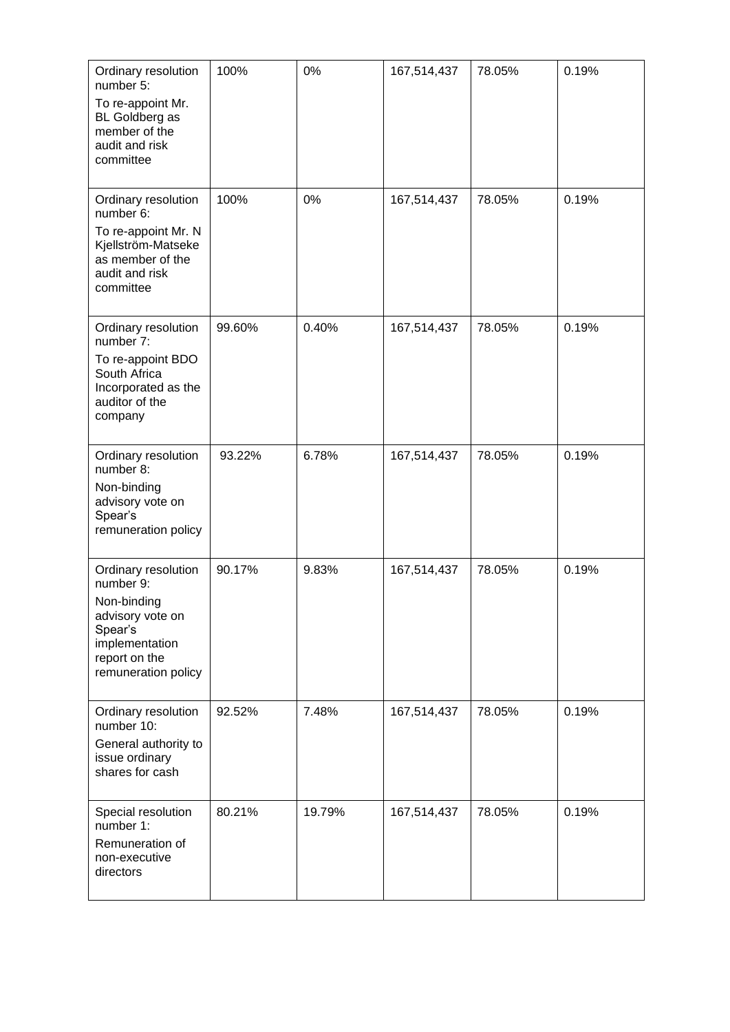| | | | | | |
|---|---|---|---|---|---|
| Ordinary resolution number 5: To re-appoint Mr. BL Goldberg as member of the audit and risk committee | 100% | 0% | 167,514,437 | 78.05% | 0.19% |
| Ordinary resolution number 6: To re-appoint Mr. N Kjellström-Matseke as member of the audit and risk committee | 100% | 0% | 167,514,437 | 78.05% | 0.19% |
| Ordinary resolution number 7: To re-appoint BDO South Africa Incorporated as the auditor of the company | 99.60% | 0.40% | 167,514,437 | 78.05% | 0.19% |
| Ordinary resolution number 8: Non-binding advisory vote on Spear's remuneration policy | 93.22% | 6.78% | 167,514,437 | 78.05% | 0.19% |
| Ordinary resolution number 9: Non-binding advisory vote on Spear's implementation report on the remuneration policy | 90.17% | 9.83% | 167,514,437 | 78.05% | 0.19% |
| Ordinary resolution number 10: General authority to issue ordinary shares for cash | 92.52% | 7.48% | 167,514,437 | 78.05% | 0.19% |
| Special resolution number 1: Remuneration of non-executive directors | 80.21% | 19.79% | 167,514,437 | 78.05% | 0.19% |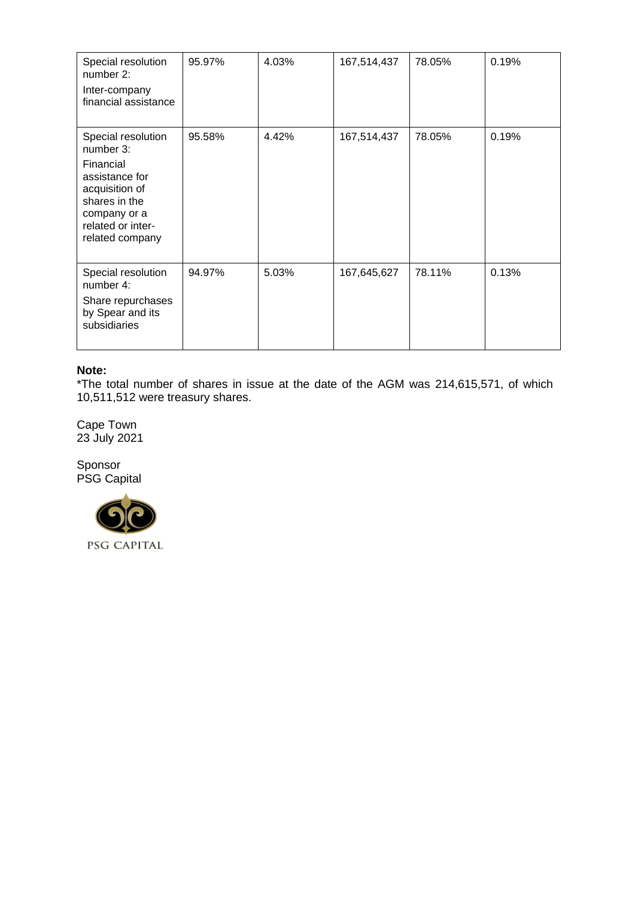| | | | | | |
|---|---|---|---|---|---|
| Special resolution number 2: Inter-company financial assistance | 95.97% | 4.03% | 167,514,437 | 78.05% | 0.19% |
| Special resolution number 3: Financial assistance for acquisition of shares in the company or a related or inter-related company | 95.58% | 4.42% | 167,514,437 | 78.05% | 0.19% |
| Special resolution number 4: Share repurchases by Spear and its subsidiaries | 94.97% | 5.03% | 167,645,627 | 78.11% | 0.13% |

**Note:**
*The total number of shares in issue at the date of the AGM was 214,615,571, of which 10,511,512 were treasury shares.

Cape Town
23 July 2021

Sponsor
PSG Capital

PSG CAPITAL